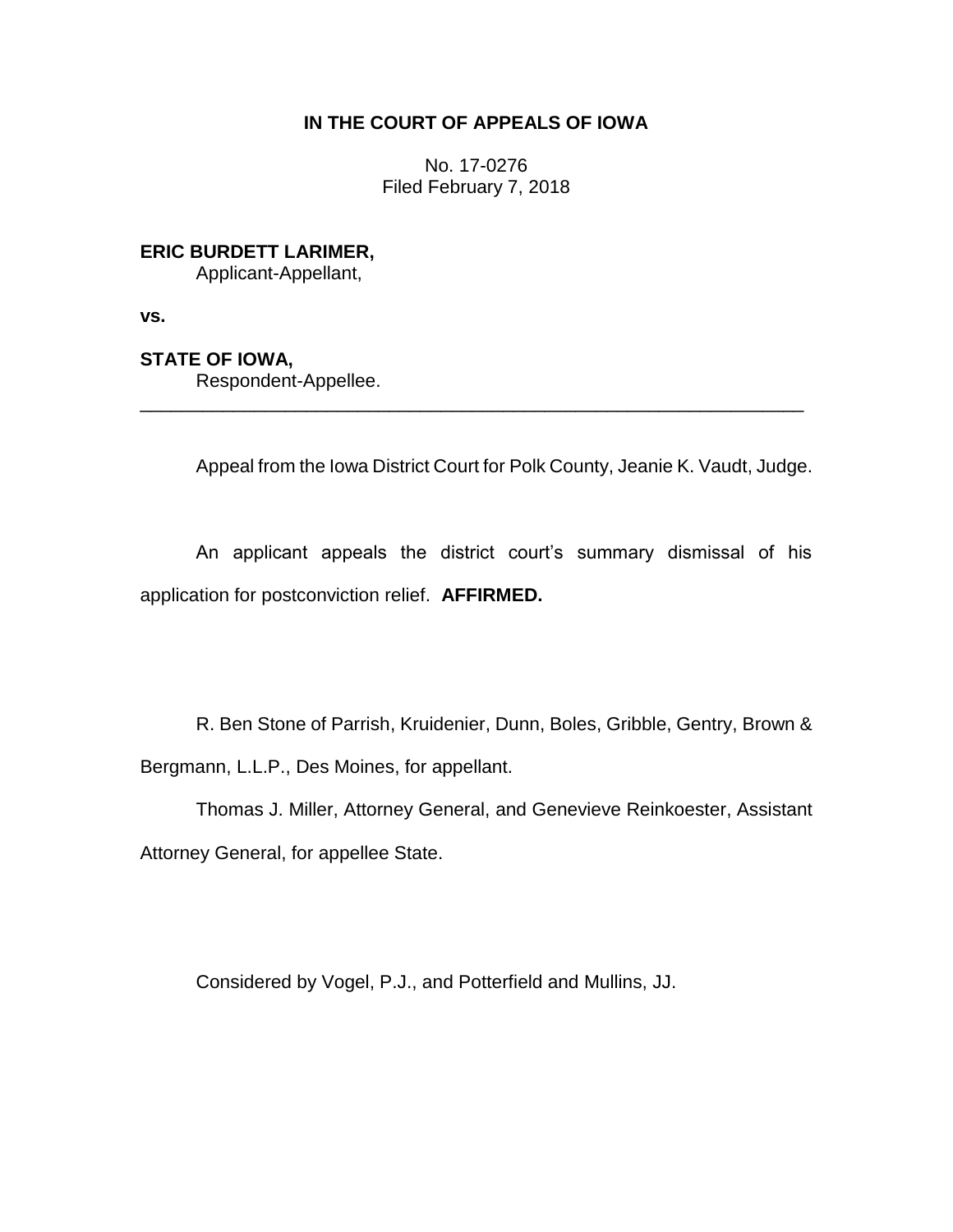**IN THE COURT OF APPEALS OF IOWA**

No. 17-0276
Filed February 7, 2018

**ERIC BURDETT LARIMER,**
Applicant-Appellant,

**vs.**

**STATE OF IOWA,**
Respondent-Appellee.

---

Appeal from the Iowa District Court for Polk County, Jeanie K. Vaudt, Judge.

An applicant appeals the district court's summary dismissal of his application for postconviction relief. **AFFIRMED.**

R. Ben Stone of Parrish, Kruidenier, Dunn, Boles, Gribble, Gentry, Brown & Bergmann, L.L.P., Des Moines, for appellant.

Thomas J. Miller, Attorney General, and Genevieve Reinkoester, Assistant Attorney General, for appellee State.

Considered by Vogel, P.J., and Potterfield and Mullins, JJ.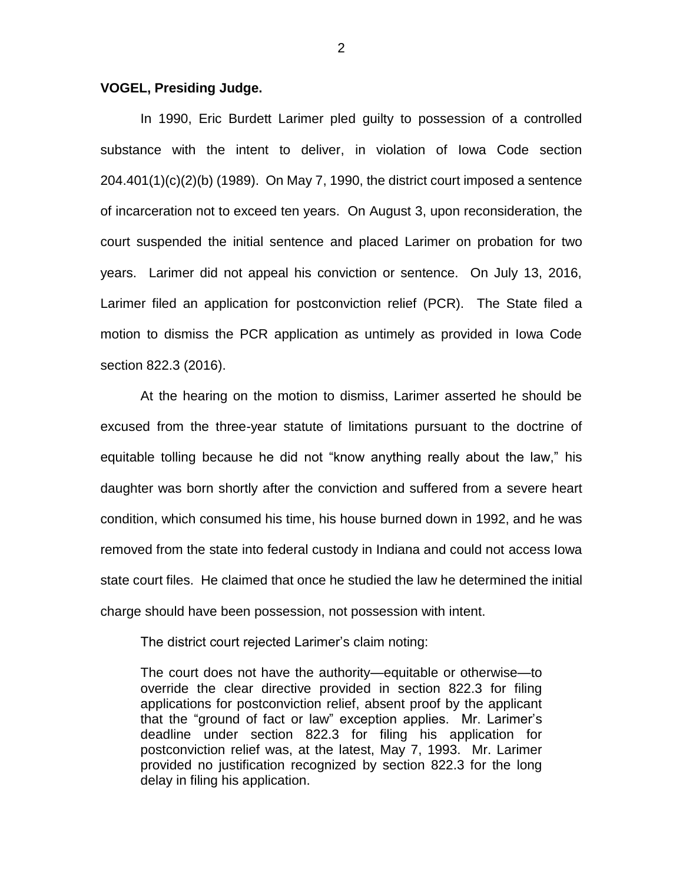**VOGEL, Presiding Judge.**

In 1990, Eric Burdett Larimer pled guilty to possession of a controlled substance with the intent to deliver, in violation of Iowa Code section 204.401(1)(c)(2)(b) (1989). On May 7, 1990, the district court imposed a sentence of incarceration not to exceed ten years. On August 3, upon reconsideration, the court suspended the initial sentence and placed Larimer on probation for two years. Larimer did not appeal his conviction or sentence. On July 13, 2016, Larimer filed an application for postconviction relief (PCR). The State filed a motion to dismiss the PCR application as untimely as provided in Iowa Code section 822.3 (2016).

At the hearing on the motion to dismiss, Larimer asserted he should be excused from the three-year statute of limitations pursuant to the doctrine of equitable tolling because he did not "know anything really about the law," his daughter was born shortly after the conviction and suffered from a severe heart condition, which consumed his time, his house burned down in 1992, and he was removed from the state into federal custody in Indiana and could not access Iowa state court files. He claimed that once he studied the law he determined the initial charge should have been possession, not possession with intent.

The district court rejected Larimer's claim noting:

> The court does not have the authority—equitable or otherwise—to override the clear directive provided in section 822.3 for filing applications for postconviction relief, absent proof by the applicant that the "ground of fact or law" exception applies. Mr. Larimer's deadline under section 822.3 for filing his application for postconviction relief was, at the latest, May 7, 1993. Mr. Larimer provided no justification recognized by section 822.3 for the long delay in filing his application.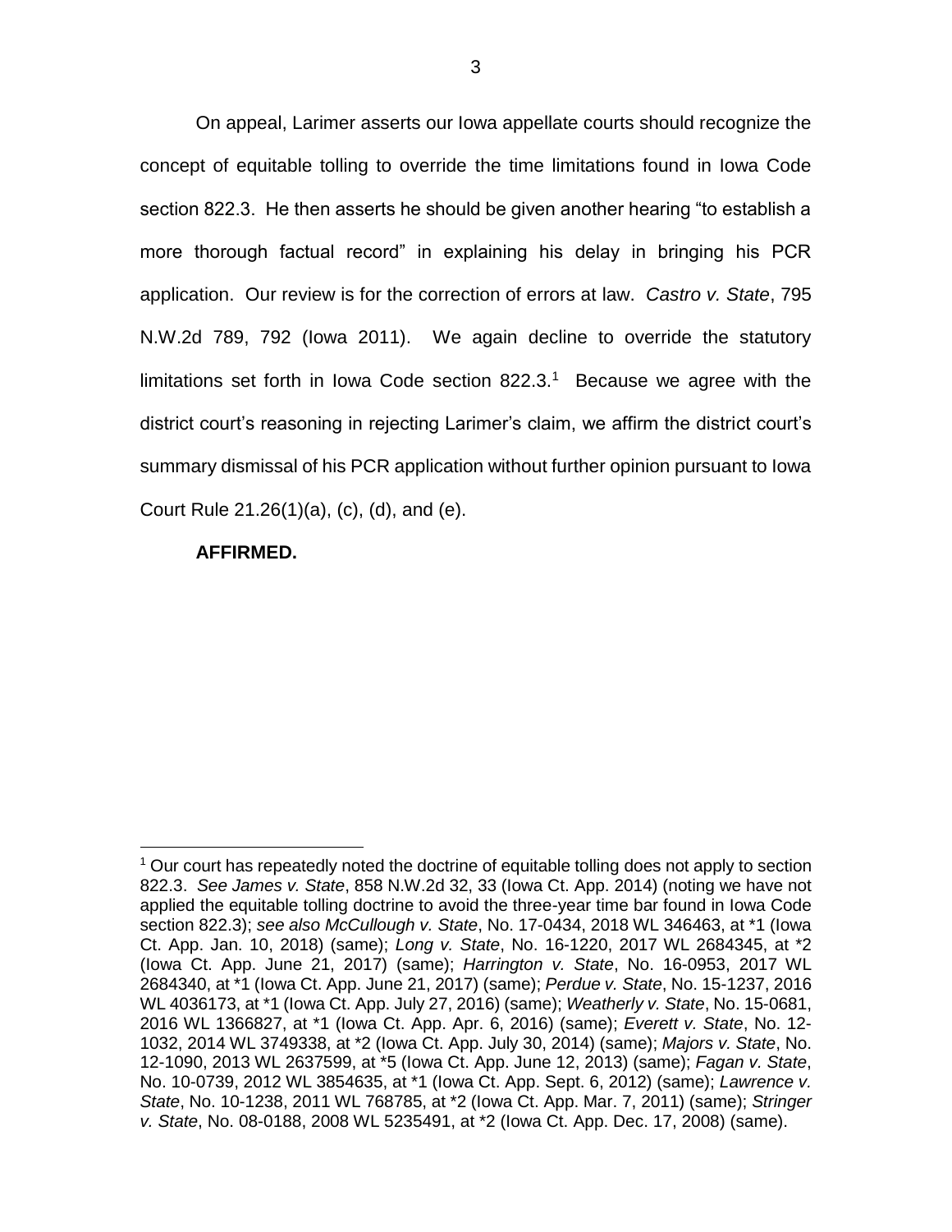On appeal, Larimer asserts our Iowa appellate courts should recognize the concept of equitable tolling to override the time limitations found in Iowa Code section 822.3. He then asserts he should be given another hearing "to establish a more thorough factual record" in explaining his delay in bringing his PCR application. Our review is for the correction of errors at law. *Castro v. State*, 795 N.W.2d 789, 792 (Iowa 2011). We again decline to override the statutory limitations set forth in Iowa Code section 822.3.[1] Because we agree with the district court's reasoning in rejecting Larimer's claim, we affirm the district court's summary dismissal of his PCR application without further opinion pursuant to Iowa Court Rule 21.26(1)(a), (c), (d), and (e).

**AFFIRMED.**

---

[1] Our court has repeatedly noted the doctrine of equitable tolling does not apply to section 822.3. *See James v. State*, 858 N.W.2d 32, 33 (Iowa Ct. App. 2014) (noting we have not applied the equitable tolling doctrine to avoid the three-year time bar found in Iowa Code section 822.3); *see also McCullough v. State*, No. 17-0434, 2018 WL 346463, at *1 (Iowa Ct. App. Jan. 10, 2018) (same); *Long v. State*, No. 16-1220, 2017 WL 2684345, at *2 (Iowa Ct. App. June 21, 2017) (same); *Harrington v. State*, No. 16-0953, 2017 WL 2684340, at *1 (Iowa Ct. App. June 21, 2017) (same); *Perdue v. State*, No. 15-1237, 2016 WL 4036173, at *1 (Iowa Ct. App. July 27, 2016) (same); *Weatherly v. State*, No. 15-0681, 2016 WL 1366827, at *1 (Iowa Ct. App. Apr. 6, 2016) (same); *Everett v. State*, No. 12-1032, 2014 WL 3749338, at *2 (Iowa Ct. App. July 30, 2014) (same); *Majors v. State*, No. 12-1090, 2013 WL 2637599, at *5 (Iowa Ct. App. June 12, 2013) (same); *Fagan v. State*, No. 10-0739, 2012 WL 3854635, at *1 (Iowa Ct. App. Sept. 6, 2012) (same); *Lawrence v. State*, No. 10-1238, 2011 WL 768785, at *2 (Iowa Ct. App. Mar. 7, 2011) (same); *Stringer v. State*, No. 08-0188, 2008 WL 5235491, at *2 (Iowa Ct. App. Dec. 17, 2008) (same).